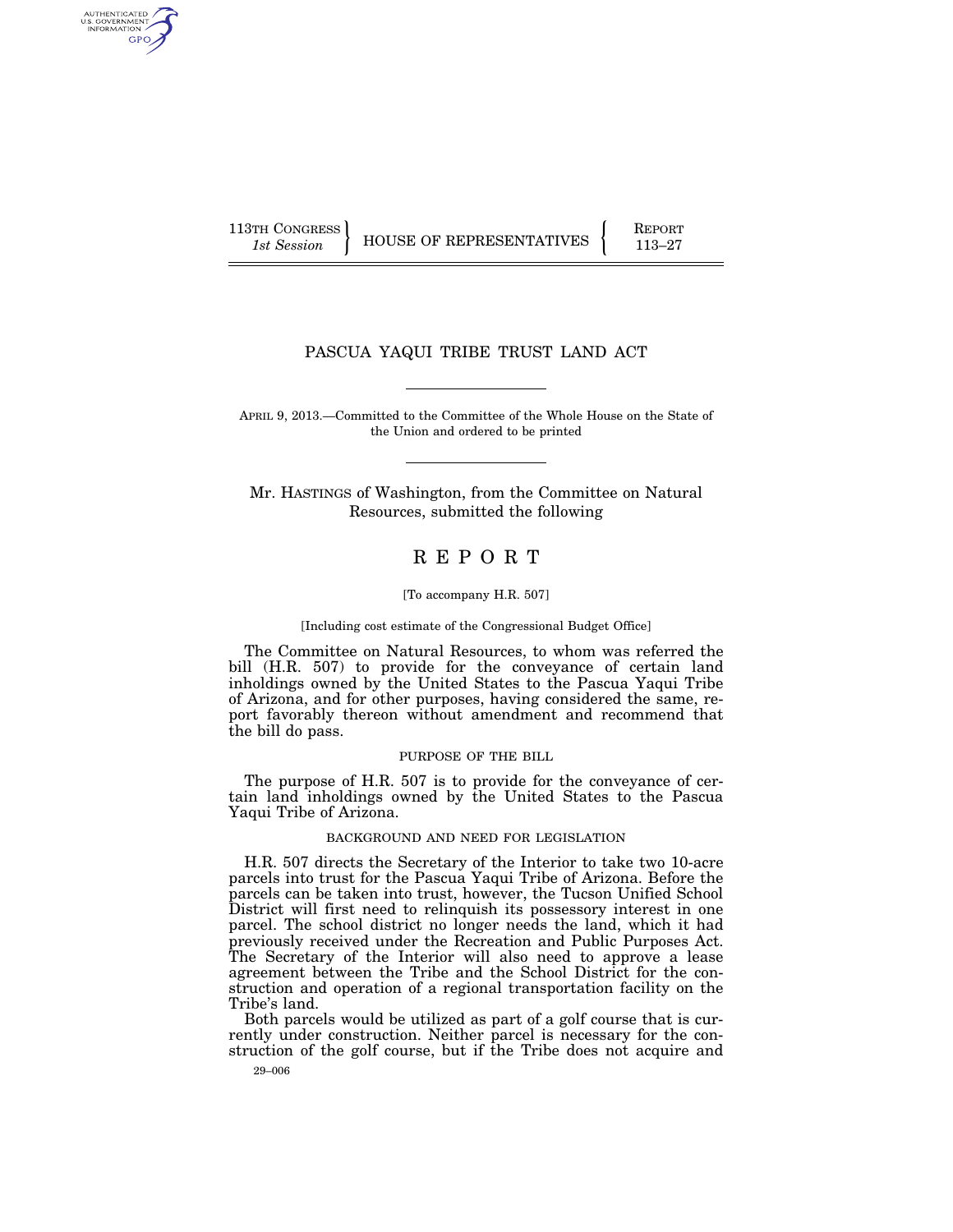113TH CONGRESS
*1st Session*

HOUSE OF REPRESENTATIVES

REPORT
113–27

# PASCUA YAQUI TRIBE TRUST LAND ACT

APRIL 9, 2013.—Committed to the Committee of the Whole House on the State of the Union and ordered to be printed

Mr. HASTINGS of Washington, from the Committee on Natural Resources, submitted the following

# REPORT

[To accompany H.R. 507]

[Including cost estimate of the Congressional Budget Office]

The Committee on Natural Resources, to whom was referred the bill (H.R. 507) to provide for the conveyance of certain land inholdings owned by the United States to the Pascua Yaqui Tribe of Arizona, and for other purposes, having considered the same, report favorably thereon without amendment and recommend that the bill do pass.

## PURPOSE OF THE BILL

The purpose of H.R. 507 is to provide for the conveyance of certain land inholdings owned by the United States to the Pascua Yaqui Tribe of Arizona.

## BACKGROUND AND NEED FOR LEGISLATION

H.R. 507 directs the Secretary of the Interior to take two 10-acre parcels into trust for the Pascua Yaqui Tribe of Arizona. Before the parcels can be taken into trust, however, the Tucson Unified School District will first need to relinquish its possessory interest in one parcel. The school district no longer needs the land, which it had previously received under the Recreation and Public Purposes Act. The Secretary of the Interior will also need to approve a lease agreement between the Tribe and the School District for the construction and operation of a regional transportation facility on the Tribe's land.

Both parcels would be utilized as part of a golf course that is currently under construction. Neither parcel is necessary for the construction of the golf course, but if the Tribe does not acquire and

29–006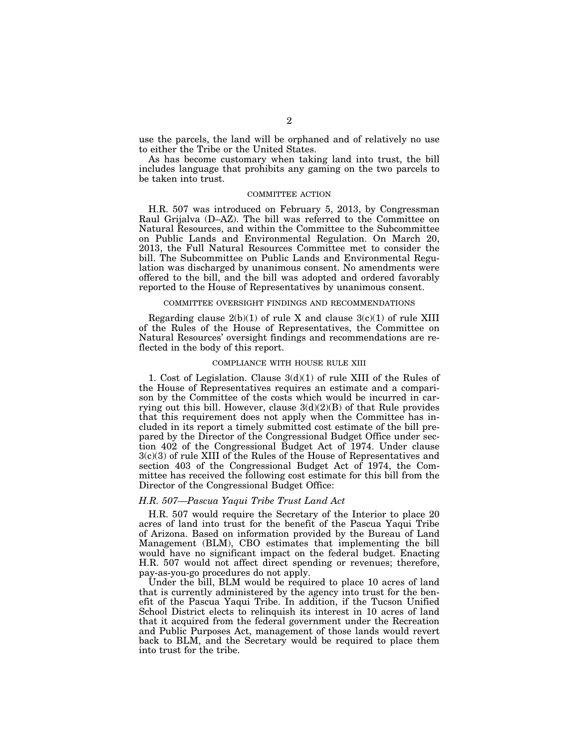use the parcels, the land will be orphaned and of relatively no use to either the Tribe or the United States.

As has become customary when taking land into trust, the bill includes language that prohibits any gaming on the two parcels to be taken into trust.

## COMMITTEE ACTION

H.R. 507 was introduced on February 5, 2013, by Congressman Raul Grijalva (D–AZ). The bill was referred to the Committee on Natural Resources, and within the Committee to the Subcommittee on Public Lands and Environmental Regulation. On March 20, 2013, the Full Natural Resources Committee met to consider the bill. The Subcommittee on Public Lands and Environmental Regulation was discharged by unanimous consent. No amendments were offered to the bill, and the bill was adopted and ordered favorably reported to the House of Representatives by unanimous consent.

## COMMITTEE OVERSIGHT FINDINGS AND RECOMMENDATIONS

Regarding clause 2(b)(1) of rule X and clause 3(c)(1) of rule XIII of the Rules of the House of Representatives, the Committee on Natural Resources' oversight findings and recommendations are reflected in the body of this report.

## COMPLIANCE WITH HOUSE RULE XIII

1. Cost of Legislation. Clause 3(d)(1) of rule XIII of the Rules of the House of Representatives requires an estimate and a comparison by the Committee of the costs which would be incurred in carrying out this bill. However, clause 3(d)(2)(B) of that Rule provides that this requirement does not apply when the Committee has included in its report a timely submitted cost estimate of the bill prepared by the Director of the Congressional Budget Office under section 402 of the Congressional Budget Act of 1974. Under clause 3(c)(3) of rule XIII of the Rules of the House of Representatives and section 403 of the Congressional Budget Act of 1974, the Committee has received the following cost estimate for this bill from the Director of the Congressional Budget Office:

*H.R. 507—Pascua Yaqui Tribe Trust Land Act*

H.R. 507 would require the Secretary of the Interior to place 20 acres of land into trust for the benefit of the Pascua Yaqui Tribe of Arizona. Based on information provided by the Bureau of Land Management (BLM), CBO estimates that implementing the bill would have no significant impact on the federal budget. Enacting H.R. 507 would not affect direct spending or revenues; therefore, pay-as-you-go procedures do not apply.

Under the bill, BLM would be required to place 10 acres of land that is currently administered by the agency into trust for the benefit of the Pascua Yaqui Tribe. In addition, if the Tucson Unified School District elects to relinquish its interest in 10 acres of land that it acquired from the federal government under the Recreation and Public Purposes Act, management of those lands would revert back to BLM, and the Secretary would be required to place them into trust for the tribe.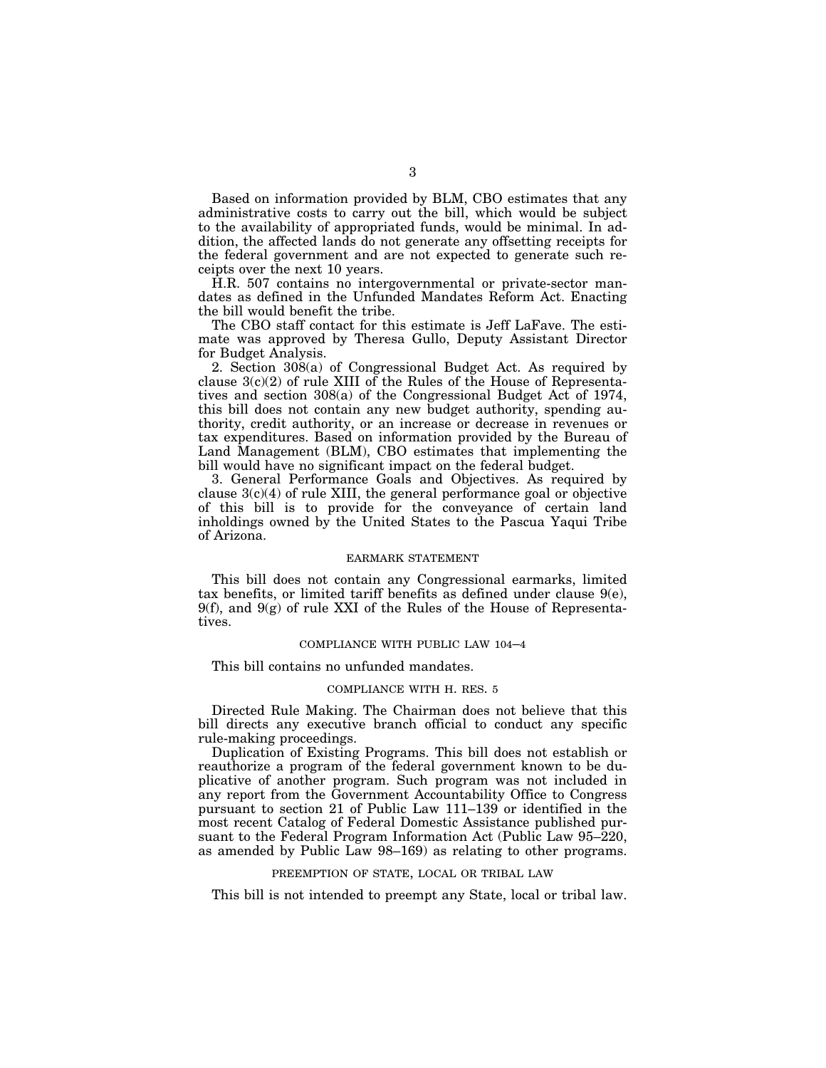Based on information provided by BLM, CBO estimates that any administrative costs to carry out the bill, which would be subject to the availability of appropriated funds, would be minimal. In addition, the affected lands do not generate any offsetting receipts for the federal government and are not expected to generate such receipts over the next 10 years.

H.R. 507 contains no intergovernmental or private-sector mandates as defined in the Unfunded Mandates Reform Act. Enacting the bill would benefit the tribe.

The CBO staff contact for this estimate is Jeff LaFave. The estimate was approved by Theresa Gullo, Deputy Assistant Director for Budget Analysis.

2. Section 308(a) of Congressional Budget Act. As required by clause 3(c)(2) of rule XIII of the Rules of the House of Representatives and section 308(a) of the Congressional Budget Act of 1974, this bill does not contain any new budget authority, spending authority, credit authority, or an increase or decrease in revenues or tax expenditures. Based on information provided by the Bureau of Land Management (BLM), CBO estimates that implementing the bill would have no significant impact on the federal budget.

3. General Performance Goals and Objectives. As required by clause 3(c)(4) of rule XIII, the general performance goal or objective of this bill is to provide for the conveyance of certain land inholdings owned by the United States to the Pascua Yaqui Tribe of Arizona.

## EARMARK STATEMENT

This bill does not contain any Congressional earmarks, limited tax benefits, or limited tariff benefits as defined under clause 9(e), 9(f), and 9(g) of rule XXI of the Rules of the House of Representatives.

## COMPLIANCE WITH PUBLIC LAW 104–4

This bill contains no unfunded mandates.

## COMPLIANCE WITH H. RES. 5

Directed Rule Making. The Chairman does not believe that this bill directs any executive branch official to conduct any specific rule-making proceedings.

Duplication of Existing Programs. This bill does not establish or reauthorize a program of the federal government known to be duplicative of another program. Such program was not included in any report from the Government Accountability Office to Congress pursuant to section 21 of Public Law 111–139 or identified in the most recent Catalog of Federal Domestic Assistance published pursuant to the Federal Program Information Act (Public Law 95–220, as amended by Public Law 98–169) as relating to other programs.

## PREEMPTION OF STATE, LOCAL OR TRIBAL LAW

This bill is not intended to preempt any State, local or tribal law.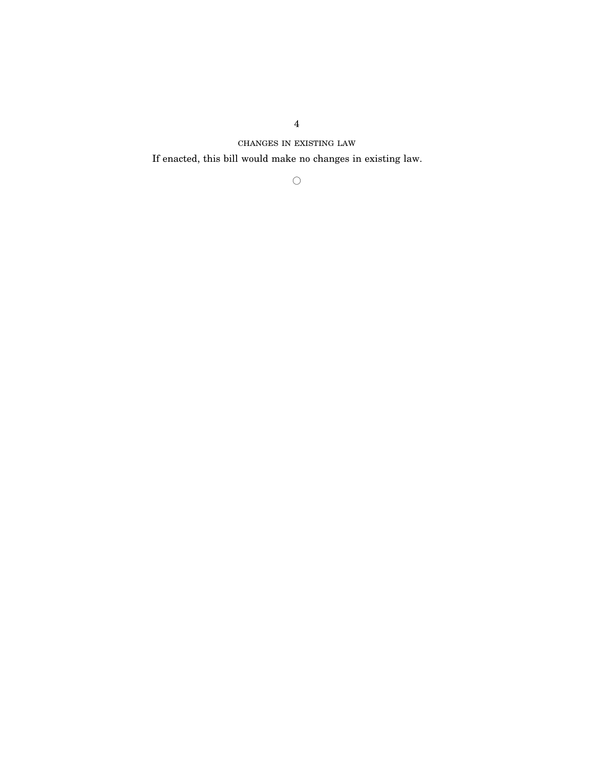## CHANGES IN EXISTING LAW

If enacted, this bill would make no changes in existing law.